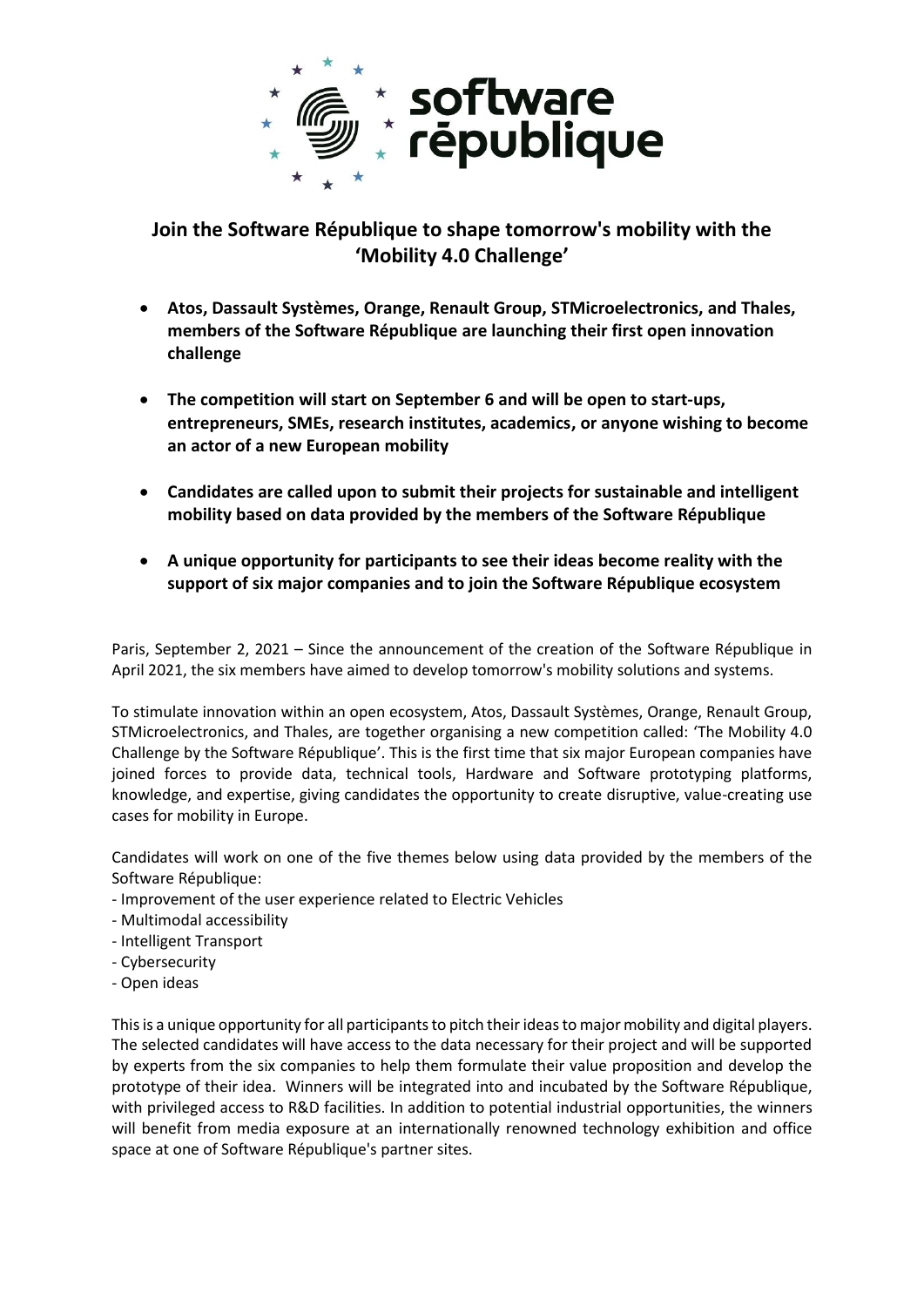# Join the Software République to shape tomorrow's mobility with the 'Mobility 4.0 Challenge'

- **Atos, Dassault Systèmes, Orange, Renault Group, STMicroelectronics, and Thales, members of the Software République are launching their first open innovation challenge**
- **The competition will start on September 6 and will be open to start-ups, entrepreneurs, SMEs, research institutes, academics, or anyone wishing to become an actor of a new European mobility**
- **Candidates are called upon to submit their projects for sustainable and intelligent mobility based on data provided by the members of the Software République**
- **A unique opportunity for participants to see their ideas become reality with the support of six major companies and to join the Software République ecosystem**

Paris, September 2, 2021 – Since the announcement of the creation of the Software République in April 2021, the six members have aimed to develop tomorrow's mobility solutions and systems.

To stimulate innovation within an open ecosystem, Atos, Dassault Systèmes, Orange, Renault Group, STMicroelectronics, and Thales, are together organising a new competition called: 'The Mobility 4.0 Challenge by the Software République'. This is the first time that six major European companies have joined forces to provide data, technical tools, Hardware and Software prototyping platforms, knowledge, and expertise, giving candidates the opportunity to create disruptive, value-creating use cases for mobility in Europe.

Candidates will work on one of the five themes below using data provided by the members of the Software République:

- Improvement of the user experience related to Electric Vehicles
- Multimodal accessibility
- Intelligent Transport
- Cybersecurity
- Open ideas

This is a unique opportunity for all participants to pitch their ideas to major mobility and digital players. The selected candidates will have access to the data necessary for their project and will be supported by experts from the six companies to help them formulate their value proposition and develop the prototype of their idea. Winners will be integrated into and incubated by the Software République, with privileged access to R&D facilities. In addition to potential industrial opportunities, the winners will benefit from media exposure at an internationally renowned technology exhibition and office space at one of Software République's partner sites.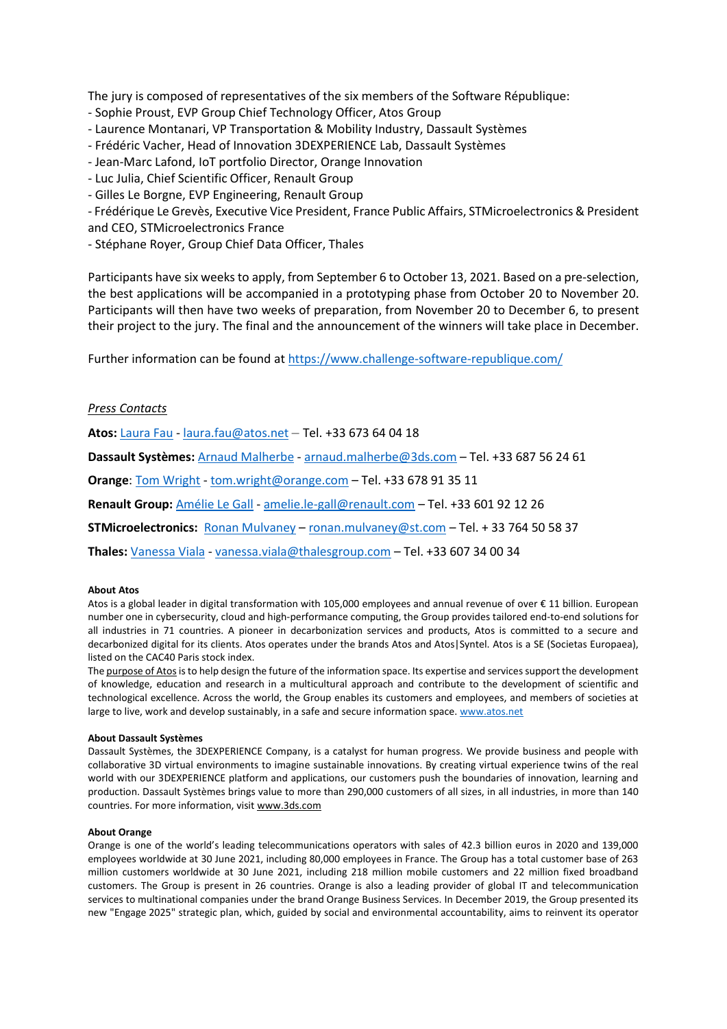The jury is composed of representatives of the six members of the Software République:

- Sophie Proust, EVP Group Chief Technology Officer, Atos Group
- Laurence Montanari, VP Transportation & Mobility Industry, Dassault Systèmes
- Frédéric Vacher, Head of Innovation 3DEXPERIENCE Lab, Dassault Systèmes
- Jean-Marc Lafond, IoT portfolio Director, Orange Innovation
- Luc Julia, Chief Scientific Officer, Renault Group
- Gilles Le Borgne, EVP Engineering, Renault Group
- Frédérique Le Grevès, Executive Vice President, France Public Affairs, STMicroelectronics & President and CEO, STMicroelectronics France
- Stéphane Royer, Group Chief Data Officer, Thales

Participants have six weeks to apply, from September 6 to October 13, 2021. Based on a pre-selection, the best applications will be accompanied in a prototyping phase from October 20 to November 20. Participants will then have two weeks of preparation, from November 20 to December 6, to present their project to the jury. The final and the announcement of the winners will take place in December.

Further information can be found at [https://www.challenge-software-republique.com/](https://www.challenge-software-republique.com/)

*Press Contacts*

**Atos:** Laura Fau - laura.fau@atos.net – Tel. +33 673 64 04 18

**Dassault Systèmes:** Arnaud Malherbe - arnaud.malherbe@3ds.com – Tel. +33 687 56 24 61

**Orange**: Tom Wright - tom.wright@orange.com – Tel. +33 678 91 35 11

**Renault Group:** Amélie Le Gall - amelie.le-gall@renault.com – Tel. +33 601 92 12 26

**STMicroelectronics:** Ronan Mulvaney – ronan.mulvaney@st.com – Tel. + 33 764 50 58 37

**Thales:** Vanessa Viala - vanessa.viala@thalesgroup.com – Tel. +33 607 34 00 34

**About Atos**

Atos is a global leader in digital transformation with 105,000 employees and annual revenue of over € 11 billion. European number one in cybersecurity, cloud and high-performance computing, the Group provides tailored end-to-end solutions for all industries in 71 countries. A pioneer in decarbonization services and products, Atos is committed to a secure and decarbonized digital for its clients. Atos operates under the brands Atos and Atos|Syntel. Atos is a SE (Societas Europaea), listed on the CAC40 Paris stock index.

The purpose of Atos is to help design the future of the information space. Its expertise and services support the development of knowledge, education and research in a multicultural approach and contribute to the development of scientific and technological excellence. Across the world, the Group enables its customers and employees, and members of societies at large to live, work and develop sustainably, in a safe and secure information space. [www.atos.net](www.atos.net)

**About Dassault Systèmes**

Dassault Systèmes, the 3DEXPERIENCE Company, is a catalyst for human progress. We provide business and people with collaborative 3D virtual environments to imagine sustainable innovations. By creating virtual experience twins of the real world with our 3DEXPERIENCE platform and applications, our customers push the boundaries of innovation, learning and production. Dassault Systèmes brings value to more than 290,000 customers of all sizes, in all industries, in more than 140 countries. For more information, visit www.3ds.com

**About Orange**

Orange is one of the world's leading telecommunications operators with sales of 42.3 billion euros in 2020 and 139,000 employees worldwide at 30 June 2021, including 80,000 employees in France. The Group has a total customer base of 263 million customers worldwide at 30 June 2021, including 218 million mobile customers and 22 million fixed broadband customers. The Group is present in 26 countries. Orange is also a leading provider of global IT and telecommunication services to multinational companies under the brand Orange Business Services. In December 2019, the Group presented its new "Engage 2025" strategic plan, which, guided by social and environmental accountability, aims to reinvent its operator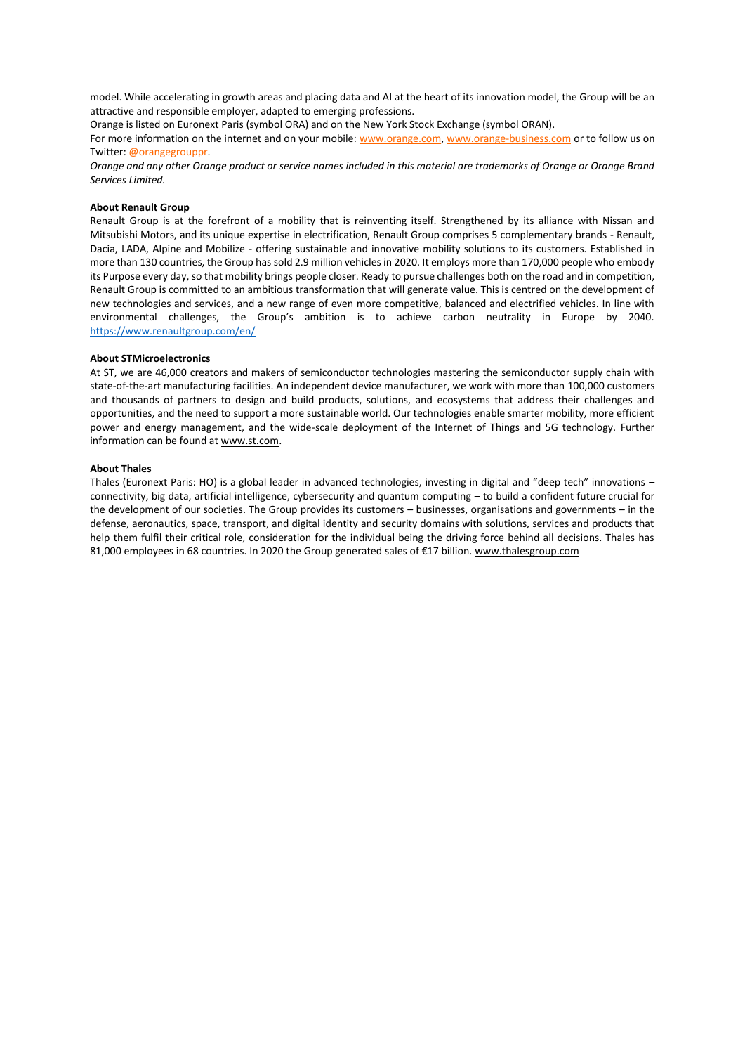model. While accelerating in growth areas and placing data and AI at the heart of its innovation model, the Group will be an attractive and responsible employer, adapted to emerging professions.

Orange is listed on Euronext Paris (symbol ORA) and on the New York Stock Exchange (symbol ORAN).

For more information on the internet and on your mobile: www.orange.com, www.orange-business.com or to follow us on Twitter: @orangegrouppr.

*Orange and any other Orange product or service names included in this material are trademarks of Orange or Orange Brand Services Limited.*

**About Renault Group**

Renault Group is at the forefront of a mobility that is reinventing itself. Strengthened by its alliance with Nissan and Mitsubishi Motors, and its unique expertise in electrification, Renault Group comprises 5 complementary brands - Renault, Dacia, LADA, Alpine and Mobilize - offering sustainable and innovative mobility solutions to its customers. Established in more than 130 countries, the Group has sold 2.9 million vehicles in 2020. It employs more than 170,000 people who embody its Purpose every day, so that mobility brings people closer. Ready to pursue challenges both on the road and in competition, Renault Group is committed to an ambitious transformation that will generate value. This is centred on the development of new technologies and services, and a new range of even more competitive, balanced and electrified vehicles. In line with environmental challenges, the Group's ambition is to achieve carbon neutrality in Europe by 2040. https://www.renaultgroup.com/en/

**About STMicroelectronics**

At ST, we are 46,000 creators and makers of semiconductor technologies mastering the semiconductor supply chain with state-of-the-art manufacturing facilities. An independent device manufacturer, we work with more than 100,000 customers and thousands of partners to design and build products, solutions, and ecosystems that address their challenges and opportunities, and the need to support a more sustainable world. Our technologies enable smarter mobility, more efficient power and energy management, and the wide-scale deployment of the Internet of Things and 5G technology. Further information can be found at www.st.com.

**About Thales**

Thales (Euronext Paris: HO) is a global leader in advanced technologies, investing in digital and "deep tech" innovations – connectivity, big data, artificial intelligence, cybersecurity and quantum computing – to build a confident future crucial for the development of our societies. The Group provides its customers – businesses, organisations and governments – in the defense, aeronautics, space, transport, and digital identity and security domains with solutions, services and products that help them fulfil their critical role, consideration for the individual being the driving force behind all decisions. Thales has 81,000 employees in 68 countries. In 2020 the Group generated sales of €17 billion. www.thalesgroup.com